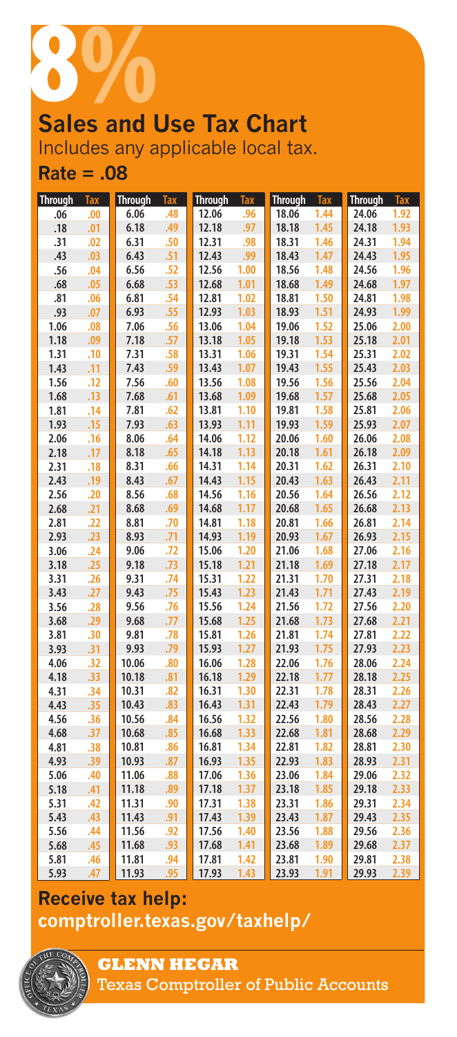# 8%

## Sales and Use Tax Chart

Includes any applicable local tax.

**Rate = .08**

| Through | Tax | Through | Tax | Through | Tax | Through | Tax | Through | Tax |
|---|---|---|---|---|---|---|---|---|---|
| .06 | .00 | 6.06 | .48 | 12.06 | .96 | 18.06 | 1.44 | 24.06 | 1.92 |
| .18 | .01 | 6.18 | .49 | 12.18 | .97 | 18.18 | 1.45 | 24.18 | 1.93 |
| .31 | .02 | 6.31 | .50 | 12.31 | .98 | 18.31 | 1.46 | 24.31 | 1.94 |
| .43 | .03 | 6.43 | .51 | 12.43 | .99 | 18.43 | 1.47 | 24.43 | 1.95 |
| .56 | .04 | 6.56 | .52 | 12.56 | 1.00 | 18.56 | 1.48 | 24.56 | 1.96 |
| .68 | .05 | 6.68 | .53 | 12.68 | 1.01 | 18.68 | 1.49 | 24.68 | 1.97 |
| .81 | .06 | 6.81 | .54 | 12.81 | 1.02 | 18.81 | 1.50 | 24.81 | 1.98 |
| .93 | .07 | 6.93 | .55 | 12.93 | 1.03 | 18.93 | 1.51 | 24.93 | 1.99 |
| 1.06 | .08 | 7.06 | .56 | 13.06 | 1.04 | 19.06 | 1.52 | 25.06 | 2.00 |
| 1.18 | .09 | 7.18 | .57 | 13.18 | 1.05 | 19.18 | 1.53 | 25.18 | 2.01 |
| 1.31 | .10 | 7.31 | .58 | 13.31 | 1.06 | 19.31 | 1.54 | 25.31 | 2.02 |
| 1.43 | .11 | 7.43 | .59 | 13.43 | 1.07 | 19.43 | 1.55 | 25.43 | 2.03 |
| 1.56 | .12 | 7.56 | .60 | 13.56 | 1.08 | 19.56 | 1.56 | 25.56 | 2.04 |
| 1.68 | .13 | 7.68 | .61 | 13.68 | 1.09 | 19.68 | 1.57 | 25.68 | 2.05 |
| 1.81 | .14 | 7.81 | .62 | 13.81 | 1.10 | 19.81 | 1.58 | 25.81 | 2.06 |
| 1.93 | .15 | 7.93 | .63 | 13.93 | 1.11 | 19.93 | 1.59 | 25.93 | 2.07 |
| 2.06 | .16 | 8.06 | .64 | 14.06 | 1.12 | 20.06 | 1.60 | 26.06 | 2.08 |
| 2.18 | .17 | 8.18 | .65 | 14.18 | 1.13 | 20.18 | 1.61 | 26.18 | 2.09 |
| 2.31 | .18 | 8.31 | .66 | 14.31 | 1.14 | 20.31 | 1.62 | 26.31 | 2.10 |
| 2.43 | .19 | 8.43 | .67 | 14.43 | 1.15 | 20.43 | 1.63 | 26.43 | 2.11 |
| 2.56 | .20 | 8.56 | .68 | 14.56 | 1.16 | 20.56 | 1.64 | 26.56 | 2.12 |
| 2.68 | .21 | 8.68 | .69 | 14.68 | 1.17 | 20.68 | 1.65 | 26.68 | 2.13 |
| 2.81 | .22 | 8.81 | .70 | 14.81 | 1.18 | 20.81 | 1.66 | 26.81 | 2.14 |
| 2.93 | .23 | 8.93 | .71 | 14.93 | 1.19 | 20.93 | 1.67 | 26.93 | 2.15 |
| 3.06 | .24 | 9.06 | .72 | 15.06 | 1.20 | 21.06 | 1.68 | 27.06 | 2.16 |
| 3.18 | .25 | 9.18 | .73 | 15.18 | 1.21 | 21.18 | 1.69 | 27.18 | 2.17 |
| 3.31 | .26 | 9.31 | .74 | 15.31 | 1.22 | 21.31 | 1.70 | 27.31 | 2.18 |
| 3.43 | .27 | 9.43 | .75 | 15.43 | 1.23 | 21.43 | 1.71 | 27.43 | 2.19 |
| 3.56 | .28 | 9.56 | .76 | 15.56 | 1.24 | 21.56 | 1.72 | 27.56 | 2.20 |
| 3.68 | .29 | 9.68 | .77 | 15.68 | 1.25 | 21.68 | 1.73 | 27.68 | 2.21 |
| 3.81 | .30 | 9.81 | .78 | 15.81 | 1.26 | 21.81 | 1.74 | 27.81 | 2.22 |
| 3.93 | .31 | 9.93 | .79 | 15.93 | 1.27 | 21.93 | 1.75 | 27.93 | 2.23 |
| 4.06 | .32 | 10.06 | .80 | 16.06 | 1.28 | 22.06 | 1.76 | 28.06 | 2.24 |
| 4.18 | .33 | 10.18 | .81 | 16.18 | 1.29 | 22.18 | 1.77 | 28.18 | 2.25 |
| 4.31 | .34 | 10.31 | .82 | 16.31 | 1.30 | 22.31 | 1.78 | 28.31 | 2.26 |
| 4.43 | .35 | 10.43 | .83 | 16.43 | 1.31 | 22.43 | 1.79 | 28.43 | 2.27 |
| 4.56 | .36 | 10.56 | .84 | 16.56 | 1.32 | 22.56 | 1.80 | 28.56 | 2.28 |
| 4.68 | .37 | 10.68 | .85 | 16.68 | 1.33 | 22.68 | 1.81 | 28.68 | 2.29 |
| 4.81 | .38 | 10.81 | .86 | 16.81 | 1.34 | 22.81 | 1.82 | 28.81 | 2.30 |
| 4.93 | .39 | 10.93 | .87 | 16.93 | 1.35 | 22.93 | 1.83 | 28.93 | 2.31 |
| 5.06 | .40 | 11.06 | .88 | 17.06 | 1.36 | 23.06 | 1.84 | 29.06 | 2.32 |
| 5.18 | .41 | 11.18 | .89 | 17.18 | 1.37 | 23.18 | 1.85 | 29.18 | 2.33 |
| 5.31 | .42 | 11.31 | .90 | 17.31 | 1.38 | 23.31 | 1.86 | 29.31 | 2.34 |
| 5.43 | .43 | 11.43 | .91 | 17.43 | 1.39 | 23.43 | 1.87 | 29.43 | 2.35 |
| 5.56 | .44 | 11.56 | .92 | 17.56 | 1.40 | 23.56 | 1.88 | 29.56 | 2.36 |
| 5.68 | .45 | 11.68 | .93 | 17.68 | 1.41 | 23.68 | 1.89 | 29.68 | 2.37 |
| 5.81 | .46 | 11.81 | .94 | 17.81 | 1.42 | 23.81 | 1.90 | 29.81 | 2.38 |
| 5.93 | .47 | 11.93 | .95 | 17.93 | 1.43 | 23.93 | 1.91 | 29.93 | 2.39 |

**Receive tax help:**
**comptroller.texas.gov/taxhelp/**

**GLENN HEGAR**
Texas Comptroller of Public Accounts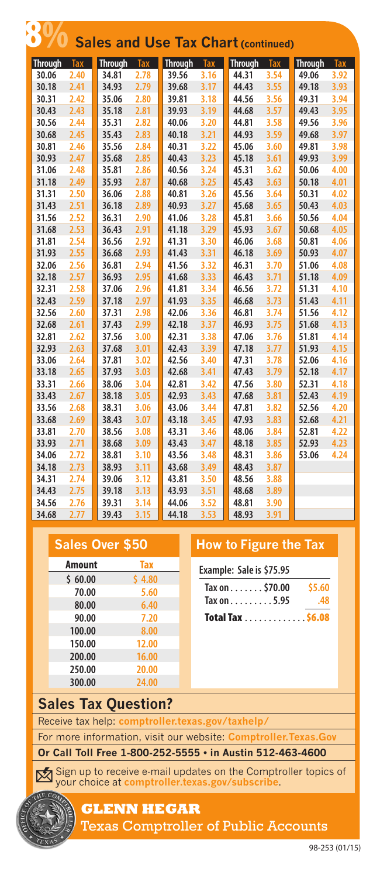# 8% Sales and Use Tax Chart (continued)

| Through | Tax | Through | Tax | Through | Tax | Through | Tax | Through | Tax |
|---|---|---|---|---|---|---|---|---|---|
| 30.06 | 2.40 | 34.81 | 2.78 | 39.56 | 3.16 | 44.31 | 3.54 | 49.06 | 3.92 |
| 30.18 | 2.41 | 34.93 | 2.79 | 39.68 | 3.17 | 44.43 | 3.55 | 49.18 | 3.93 |
| 30.31 | 2.42 | 35.06 | 2.80 | 39.81 | 3.18 | 44.56 | 3.56 | 49.31 | 3.94 |
| 30.43 | 2.43 | 35.18 | 2.81 | 39.93 | 3.19 | 44.68 | 3.57 | 49.43 | 3.95 |
| 30.56 | 2.44 | 35.31 | 2.82 | 40.06 | 3.20 | 44.81 | 3.58 | 49.56 | 3.96 |
| 30.68 | 2.45 | 35.43 | 2.83 | 40.18 | 3.21 | 44.93 | 3.59 | 49.68 | 3.97 |
| 30.81 | 2.46 | 35.56 | 2.84 | 40.31 | 3.22 | 45.06 | 3.60 | 49.81 | 3.98 |
| 30.93 | 2.47 | 35.68 | 2.85 | 40.43 | 3.23 | 45.18 | 3.61 | 49.93 | 3.99 |
| 31.06 | 2.48 | 35.81 | 2.86 | 40.56 | 3.24 | 45.31 | 3.62 | 50.06 | 4.00 |
| 31.18 | 2.49 | 35.93 | 2.87 | 40.68 | 3.25 | 45.43 | 3.63 | 50.18 | 4.01 |
| 31.31 | 2.50 | 36.06 | 2.88 | 40.81 | 3.26 | 45.56 | 3.64 | 50.31 | 4.02 |
| 31.43 | 2.51 | 36.18 | 2.89 | 40.93 | 3.27 | 45.68 | 3.65 | 50.43 | 4.03 |
| 31.56 | 2.52 | 36.31 | 2.90 | 41.06 | 3.28 | 45.81 | 3.66 | 50.56 | 4.04 |
| 31.68 | 2.53 | 36.43 | 2.91 | 41.18 | 3.29 | 45.93 | 3.67 | 50.68 | 4.05 |
| 31.81 | 2.54 | 36.56 | 2.92 | 41.31 | 3.30 | 46.06 | 3.68 | 50.81 | 4.06 |
| 31.93 | 2.55 | 36.68 | 2.93 | 41.43 | 3.31 | 46.18 | 3.69 | 50.93 | 4.07 |
| 32.06 | 2.56 | 36.81 | 2.94 | 41.56 | 3.32 | 46.31 | 3.70 | 51.06 | 4.08 |
| 32.18 | 2.57 | 36.93 | 2.95 | 41.68 | 3.33 | 46.43 | 3.71 | 51.18 | 4.09 |
| 32.31 | 2.58 | 37.06 | 2.96 | 41.81 | 3.34 | 46.56 | 3.72 | 51.31 | 4.10 |
| 32.43 | 2.59 | 37.18 | 2.97 | 41.93 | 3.35 | 46.68 | 3.73 | 51.43 | 4.11 |
| 32.56 | 2.60 | 37.31 | 2.98 | 42.06 | 3.36 | 46.81 | 3.74 | 51.56 | 4.12 |
| 32.68 | 2.61 | 37.43 | 2.99 | 42.18 | 3.37 | 46.93 | 3.75 | 51.68 | 4.13 |
| 32.81 | 2.62 | 37.56 | 3.00 | 42.31 | 3.38 | 47.06 | 3.76 | 51.81 | 4.14 |
| 32.93 | 2.63 | 37.68 | 3.01 | 42.43 | 3.39 | 47.18 | 3.77 | 51.93 | 4.15 |
| 33.06 | 2.64 | 37.81 | 3.02 | 42.56 | 3.40 | 47.31 | 3.78 | 52.06 | 4.16 |
| 33.18 | 2.65 | 37.93 | 3.03 | 42.68 | 3.41 | 47.43 | 3.79 | 52.18 | 4.17 |
| 33.31 | 2.66 | 38.06 | 3.04 | 42.81 | 3.42 | 47.56 | 3.80 | 52.31 | 4.18 |
| 33.43 | 2.67 | 38.18 | 3.05 | 42.93 | 3.43 | 47.68 | 3.81 | 52.43 | 4.19 |
| 33.56 | 2.68 | 38.31 | 3.06 | 43.06 | 3.44 | 47.81 | 3.82 | 52.56 | 4.20 |
| 33.68 | 2.69 | 38.43 | 3.07 | 43.18 | 3.45 | 47.93 | 3.83 | 52.68 | 4.21 |
| 33.81 | 2.70 | 38.56 | 3.08 | 43.31 | 3.46 | 48.06 | 3.84 | 52.81 | 4.22 |
| 33.93 | 2.71 | 38.68 | 3.09 | 43.43 | 3.47 | 48.18 | 3.85 | 52.93 | 4.23 |
| 34.06 | 2.72 | 38.81 | 3.10 | 43.56 | 3.48 | 48.31 | 3.86 | 53.06 | 4.24 |
| 34.18 | 2.73 | 38.93 | 3.11 | 43.68 | 3.49 | 48.43 | 3.87 | | |
| 34.31 | 2.74 | 39.06 | 3.12 | 43.81 | 3.50 | 48.56 | 3.88 | | |
| 34.43 | 2.75 | 39.18 | 3.13 | 43.93 | 3.51 | 48.68 | 3.89 | | |
| 34.56 | 2.76 | 39.31 | 3.14 | 44.06 | 3.52 | 48.81 | 3.90 | | |
| 34.68 | 2.77 | 39.43 | 3.15 | 44.18 | 3.53 | 48.93 | 3.91 | | |

## Sales Over $50

| Amount | Tax |
|---|---|
| $ 60.00 | $ 4.80 |
| 70.00 | 5.60 |
| 80.00 | 6.40 |
| 90.00 | 7.20 |
| 100.00 | 8.00 |
| 150.00 | 12.00 |
| 200.00 | 16.00 |
| 250.00 | 20.00 |
| 300.00 | 24.00 |

## How to Figure the Tax

**Example: Sale is $75.95**

| | |
|---|---|
| Tax on . . . . . . . $70.00 | $5.60 |
| Tax on . . . . . . . . . 5.95 | .48 |
| **Total Tax . . . . . . . . . . . . .** | **$6.08** |

## Sales Tax Question?

Receive tax help: **comptroller.texas.gov/taxhelp/**

For more information, visit our website: **Comptroller.Texas.Gov**

**Or Call Toll Free 1-800-252-5555 • in Austin 512-463-4600**

Sign up to receive e-mail updates on the Comptroller topics of your choice at **comptroller.texas.gov/subscribe**.

**GLENN HEGAR**

Texas Comptroller of Public Accounts

98-253 (01/15)